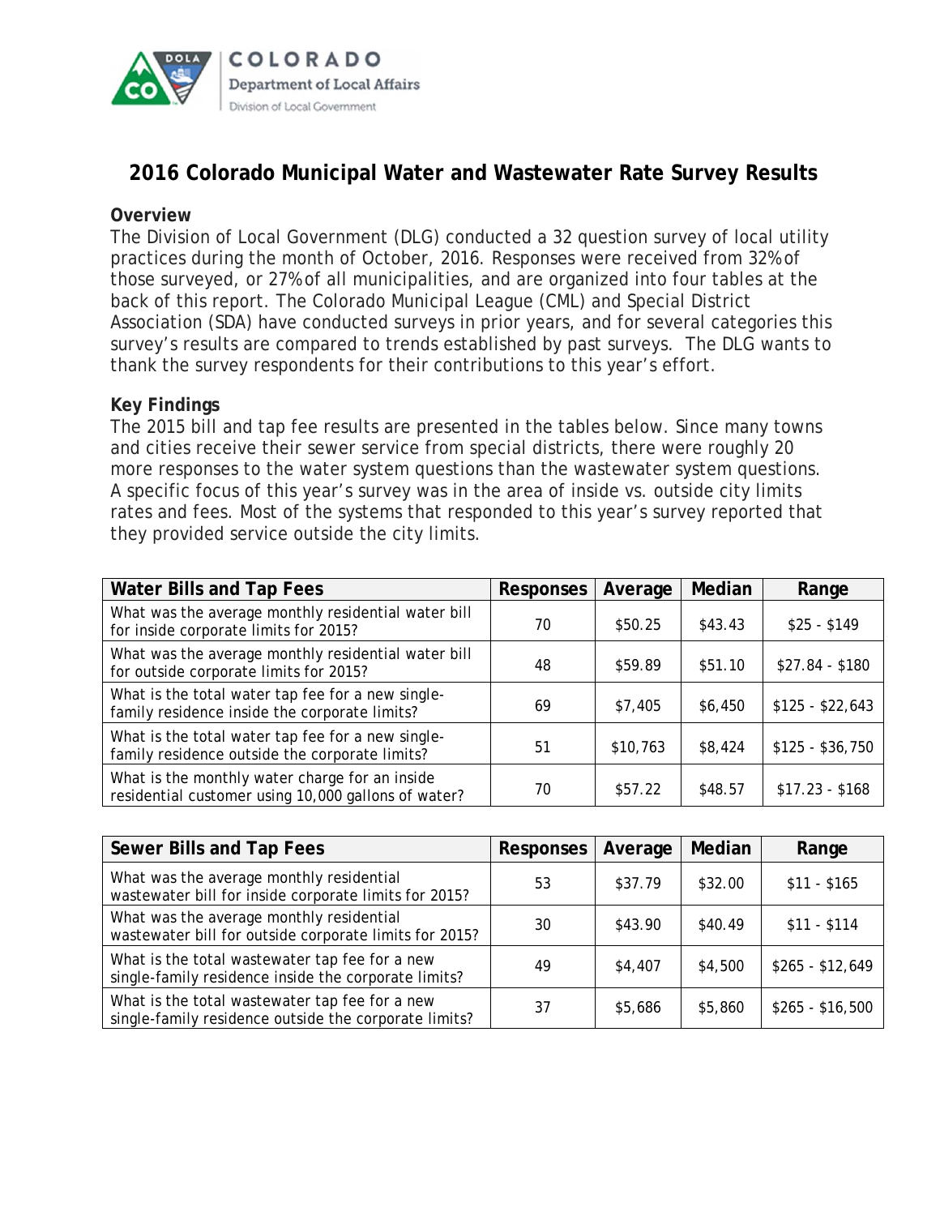COLORADO
Department of Local Affairs
Division of Local Government

# 2016 Colorado Municipal Water and Wastewater Rate Survey Results

**Overview**

The Division of Local Government (DLG) conducted a 32 question survey of local utility practices during the month of October, 2016. Responses were received from 32% of those surveyed, or 27% of all municipalities, and are organized into four tables at the back of this report. The Colorado Municipal League (CML) and Special District Association (SDA) have conducted surveys in prior years, and for several categories this survey's results are compared to trends established by past surveys. The DLG wants to thank the survey respondents for their contributions to this year's effort.

**Key Findings**

The 2015 bill and tap fee results are presented in the tables below. Since many towns and cities receive their sewer service from special districts, there were roughly 20 more responses to the water system questions than the wastewater system questions. A specific focus of this year's survey was in the area of inside vs. outside city limits rates and fees. Most of the systems that responded to this year's survey reported that they provided service outside the city limits.

| Water Bills and Tap Fees | Responses | Average | Median | Range |
|---|---|---|---|---|
| What was the average monthly residential water bill for inside corporate limits for 2015? | 70 | $50.25 | $43.43 | $25 - $149 |
| What was the average monthly residential water bill for outside corporate limits for 2015? | 48 | $59.89 | $51.10 | $27.84 - $180 |
| What is the total water tap fee for a new single-family residence inside the corporate limits? | 69 | $7,405 | $6,450 | $125 - $22,643 |
| What is the total water tap fee for a new single-family residence outside the corporate limits? | 51 | $10,763 | $8,424 | $125 - $36,750 |
| What is the monthly water charge for an inside residential customer using 10,000 gallons of water? | 70 | $57.22 | $48.57 | $17.23 - $168 |

| Sewer Bills and Tap Fees | Responses | Average | Median | Range |
|---|---|---|---|---|
| What was the average monthly residential wastewater bill for inside corporate limits for 2015? | 53 | $37.79 | $32.00 | $11 - $165 |
| What was the average monthly residential wastewater bill for outside corporate limits for 2015? | 30 | $43.90 | $40.49 | $11 - $114 |
| What is the total wastewater tap fee for a new single-family residence inside the corporate limits? | 49 | $4,407 | $4,500 | $265 - $12,649 |
| What is the total wastewater tap fee for a new single-family residence outside the corporate limits? | 37 | $5,686 | $5,860 | $265 - $16,500 |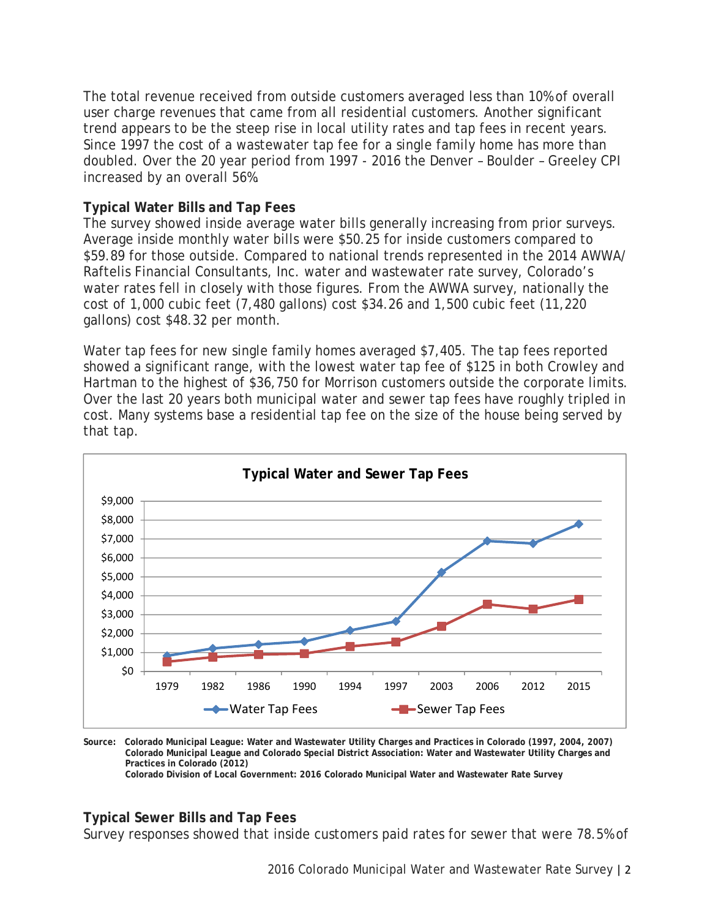The total revenue received from outside customers averaged less than 10% of overall user charge revenues that came from all residential customers. Another significant trend appears to be the steep rise in local utility rates and tap fees in recent years. Since 1997 the cost of a wastewater tap fee for a single family home has more than doubled. Over the 20 year period from 1997 - 2016 the Denver – Boulder – Greeley CPI increased by an overall 56%

**Typical Water Bills and Tap Fees**

The survey showed inside average water bills generally increasing from prior surveys. Average inside monthly water bills were $50.25 for inside customers compared to $59.89 for those outside. Compared to national trends represented in the 2014 AWWA/ Raftelis Financial Consultants, Inc. water and wastewater rate survey, Colorado's water rates fell in closely with those figures. From the AWWA survey, nationally the cost of 1,000 cubic feet (7,480 gallons) cost $34.26 and 1,500 cubic feet (11,220 gallons) cost $48.32 per month.

Water tap fees for new single family homes averaged $7,405. The tap fees reported showed a significant range, with the lowest water tap fee of $125 in both Crowley and Hartman to the highest of $36,750 for Morrison customers outside the corporate limits. Over the last 20 years both municipal water and sewer tap fees have roughly tripled in cost. Many systems base a residential tap fee on the size of the house being served by that tap.

**Typical Water and Sewer Tap Fees**

(Line chart: Water Tap Fees and Sewer Tap Fees, 1979–2015; y-axis $0 to $9,000; x-axis years 1979, 1982, 1986, 1990, 1994, 1997, 2003, 2006, 2012, 2015)

**Source:** Colorado Municipal League: Water and Wastewater Utility Charges and Practices in Colorado (1997, 2004, 2007)
Colorado Municipal League and Colorado Special District Association: Water and Wastewater Utility Charges and Practices in Colorado (2012)
Colorado Division of Local Government: 2016 Colorado Municipal Water and Wastewater Rate Survey

**Typical Sewer Bills and Tap Fees**

Survey responses showed that inside customers paid rates for sewer that were 78.5% of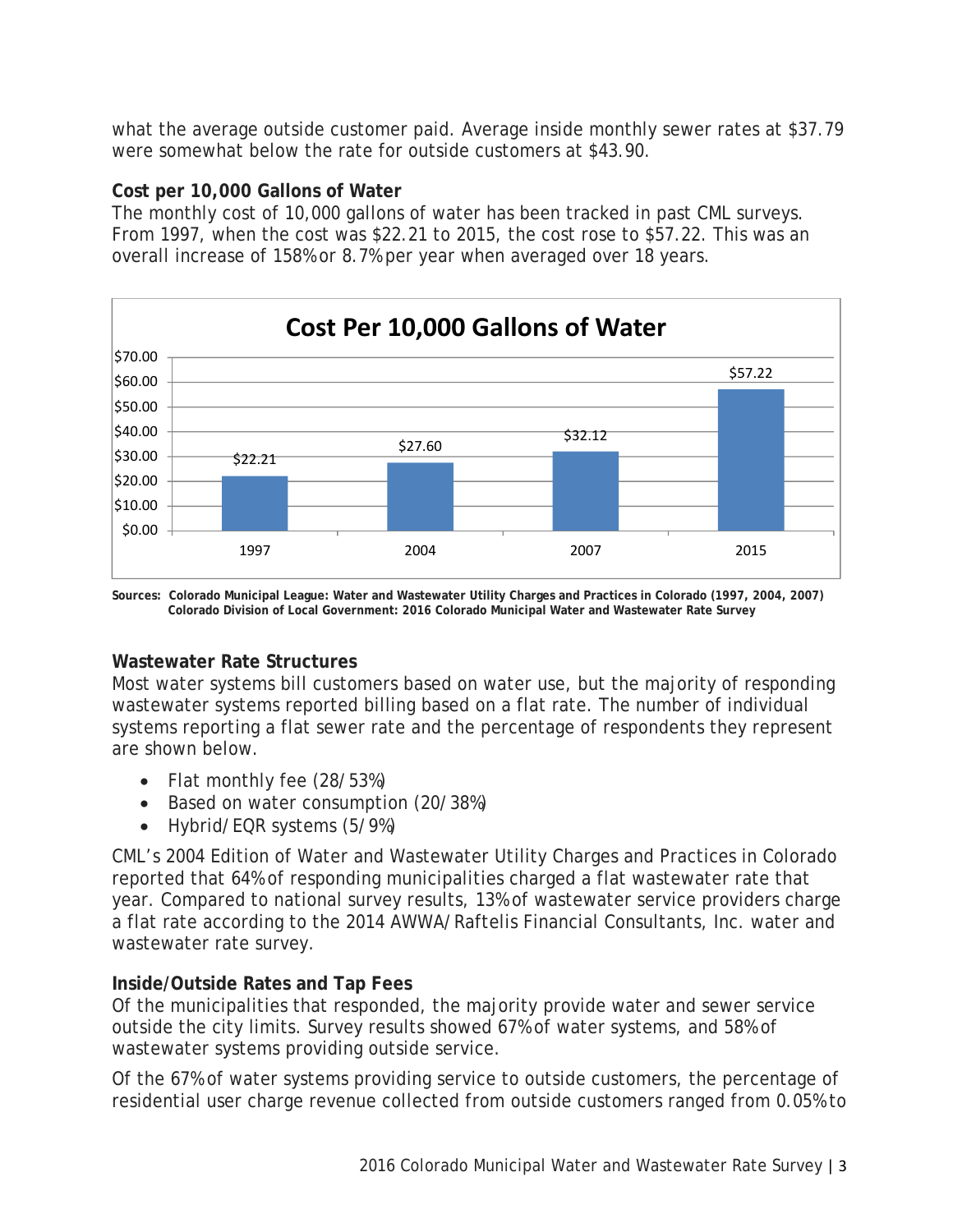what the average outside customer paid. Average inside monthly sewer rates at $37.79 were somewhat below the rate for outside customers at $43.90.

**Cost per 10,000 Gallons of Water**

The monthly cost of 10,000 gallons of water has been tracked in past CML surveys. From 1997, when the cost was $22.21 to 2015, the cost rose to $57.22. This was an overall increase of 158% or 8.7% per year when averaged over 18 years.

**Cost Per 10,000 Gallons of Water**

| Year | Cost |
|---|---|
| 1997 | $22.21 |
| 2004 | $27.60 |
| 2007 | $32.12 |
| 2015 | $57.22 |

**Sources: Colorado Municipal League: Water and Wastewater Utility Charges and Practices in Colorado (1997, 2004, 2007)**
**Colorado Division of Local Government: 2016 Colorado Municipal Water and Wastewater Rate Survey**

**Wastewater Rate Structures**

Most water systems bill customers based on water use, but the majority of responding wastewater systems reported billing based on a flat rate. The number of individual systems reporting a flat sewer rate and the percentage of respondents they represent are shown below.

- Flat monthly fee (28/53%)
- Based on water consumption (20/38%)
- Hybrid/EQR systems (5/9%)

CML's 2004 Edition of Water and Wastewater Utility Charges and Practices in Colorado reported that 64% of responding municipalities charged a flat wastewater rate that year. Compared to national survey results, 13% of wastewater service providers charge a flat rate according to the 2014 AWWA/Raftelis Financial Consultants, Inc. water and wastewater rate survey.

**Inside/Outside Rates and Tap Fees**

Of the municipalities that responded, the majority provide water and sewer service outside the city limits. Survey results showed 67% of water systems, and 58% of wastewater systems providing outside service.

Of the 67% of water systems providing service to outside customers, the percentage of residential user charge revenue collected from outside customers ranged from 0.05% to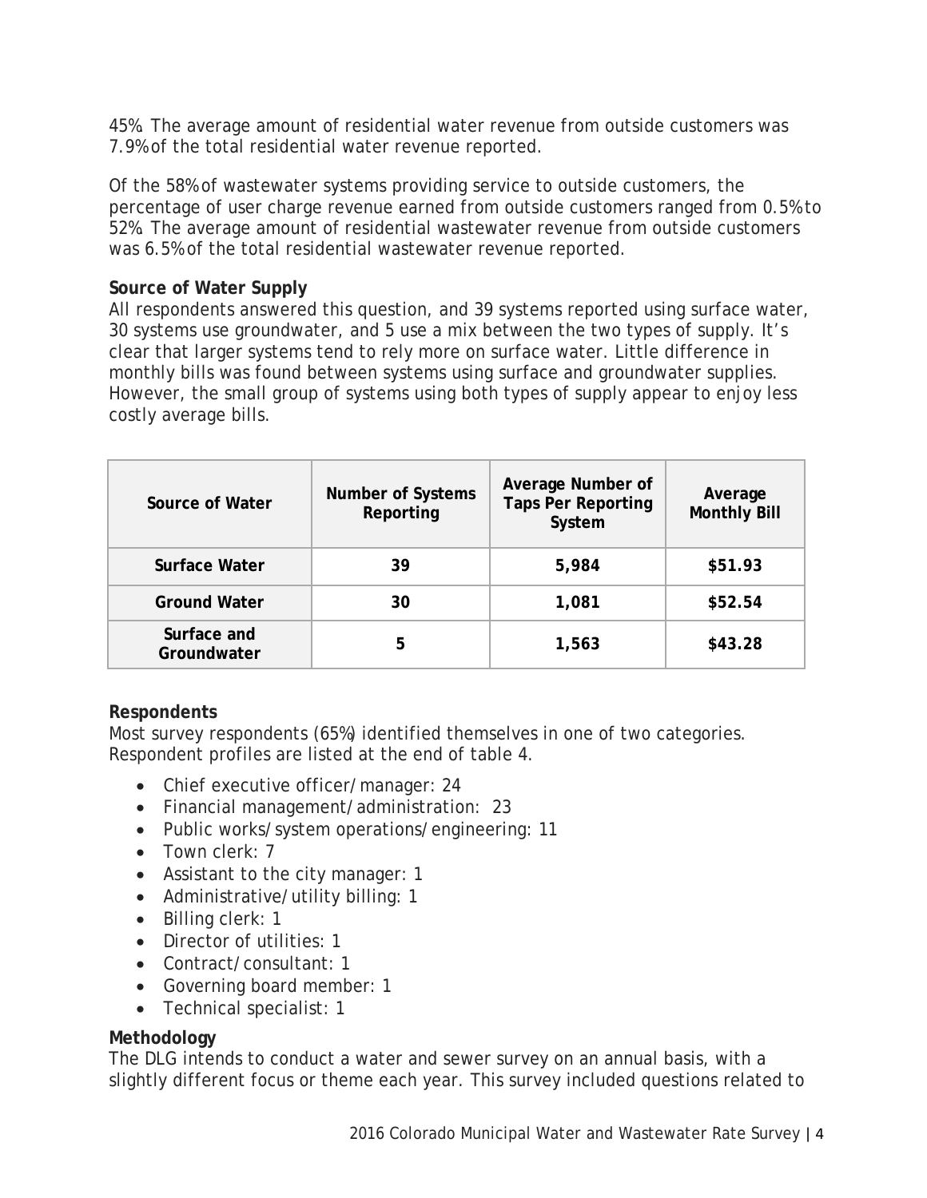45%. The average amount of residential water revenue from outside customers was 7.9% of the total residential water revenue reported.

Of the 58% of wastewater systems providing service to outside customers, the percentage of user charge revenue earned from outside customers ranged from 0.5% to 52%. The average amount of residential wastewater revenue from outside customers was 6.5% of the total residential wastewater revenue reported.

**Source of Water Supply**

All respondents answered this question, and 39 systems reported using surface water, 30 systems use groundwater, and 5 use a mix between the two types of supply. It's clear that larger systems tend to rely more on surface water. Little difference in monthly bills was found between systems using surface and groundwater supplies. However, the small group of systems using both types of supply appear to enjoy less costly average bills.

| Source of Water | Number of Systems Reporting | Average Number of Taps Per Reporting System | Average Monthly Bill |
| --- | --- | --- | --- |
| Surface Water | 39 | 5,984 | $51.93 |
| Ground Water | 30 | 1,081 | $52.54 |
| Surface and Groundwater | 5 | 1,563 | $43.28 |

**Respondents**

Most survey respondents (65%) identified themselves in one of two categories. Respondent profiles are listed at the end of table 4.

- Chief executive officer/manager: 24
- Financial management/administration: 23
- Public works/system operations/engineering: 11
- Town clerk: 7
- Assistant to the city manager: 1
- Administrative/utility billing: 1
- Billing clerk: 1
- Director of utilities: 1
- Contract/consultant: 1
- Governing board member: 1
- Technical specialist: 1

**Methodology**

The DLG intends to conduct a water and sewer survey on an annual basis, with a slightly different focus or theme each year. This survey included questions related to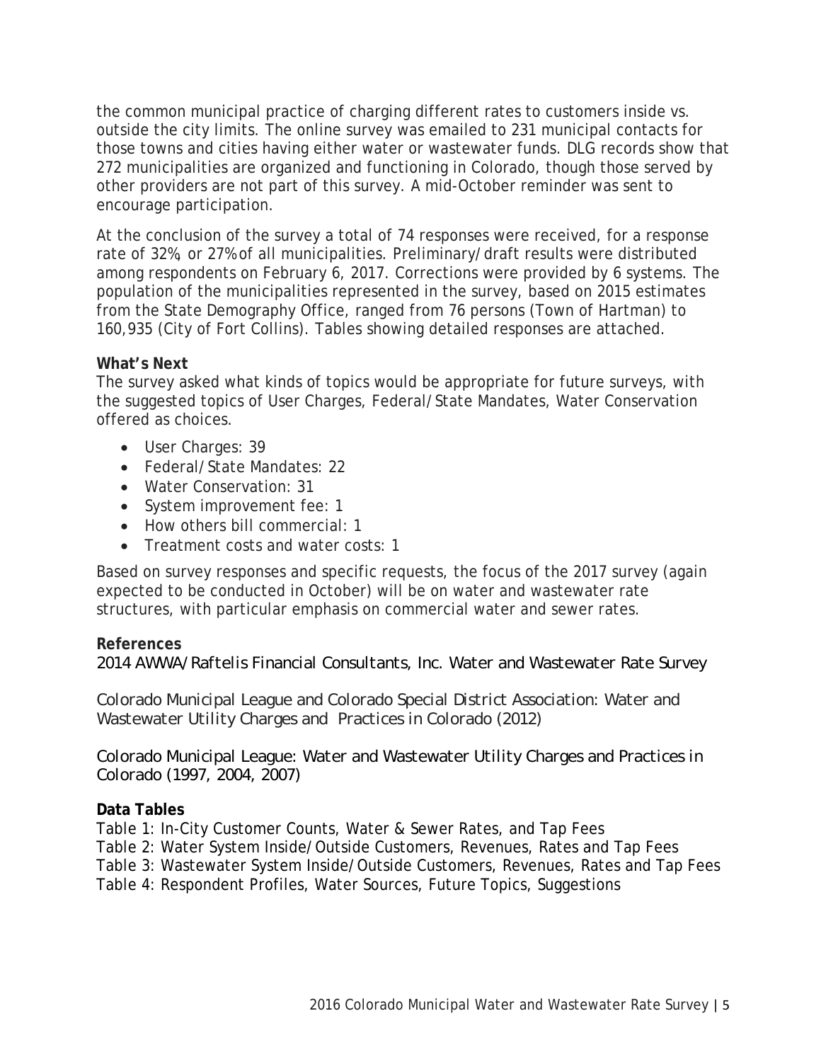the common municipal practice of charging different rates to customers inside vs. outside the city limits. The online survey was emailed to 231 municipal contacts for those towns and cities having either water or wastewater funds. DLG records show that 272 municipalities are organized and functioning in Colorado, though those served by other providers are not part of this survey. A mid-October reminder was sent to encourage participation.

At the conclusion of the survey a total of 74 responses were received, for a response rate of 32%, or 27% of all municipalities. Preliminary/draft results were distributed among respondents on February 6, 2017. Corrections were provided by 6 systems. The population of the municipalities represented in the survey, based on 2015 estimates from the State Demography Office, ranged from 76 persons (Town of Hartman) to 160,935 (City of Fort Collins). Tables showing detailed responses are attached.

**What's Next**

The survey asked what kinds of topics would be appropriate for future surveys, with the suggested topics of User Charges, Federal/State Mandates, Water Conservation offered as choices.

- User Charges: 39
- Federal/State Mandates: 22
- Water Conservation: 31
- System improvement fee: 1
- How others bill commercial: 1
- Treatment costs and water costs: 1

Based on survey responses and specific requests, the focus of the 2017 survey (again expected to be conducted in October) will be on water and wastewater rate structures, with particular emphasis on commercial water and sewer rates.

**References**

2014 AWWA/Raftelis Financial Consultants, Inc. Water and Wastewater Rate Survey

Colorado Municipal League and Colorado Special District Association: Water and Wastewater Utility Charges and Practices in Colorado (2012)

Colorado Municipal League: Water and Wastewater Utility Charges and Practices in Colorado (1997, 2004, 2007)

**Data Tables**

Table 1: In-City Customer Counts, Water & Sewer Rates, and Tap Fees
Table 2: Water System Inside/Outside Customers, Revenues, Rates and Tap Fees
Table 3: Wastewater System Inside/Outside Customers, Revenues, Rates and Tap Fees
Table 4: Respondent Profiles, Water Sources, Future Topics, Suggestions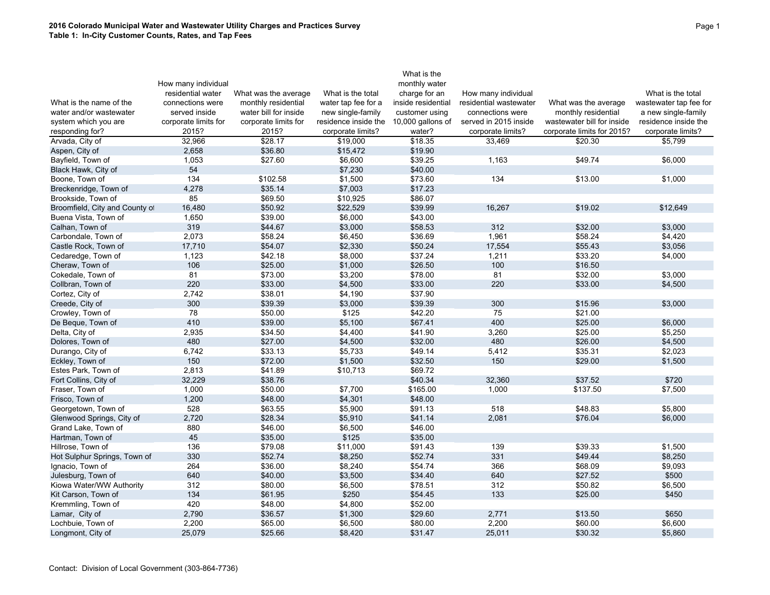**2016 Colorado Municipal Water and Wastewater Utility Charges and Practices Survey**
**Table 1: In-City Customer Counts, Rates, and Tap Fees**

| What is the name of the water and/or wastewater system which you are responding for? | How many individual residential water connections were served inside corporate limits for 2015? | What was the average monthly residential water bill for inside corporate limits for 2015? | What is the total water tap fee for a new single-family residence inside the corporate limits? | What is the monthly water charge for an inside residential customer using 10,000 gallons of water? | How many individual residential wastewater connections were served in 2015 inside corporate limits? | What was the average monthly residential wastewater bill for inside corporate limits for 2015? | What is the total wastewater tap fee for a new single-family residence inside the corporate limits? |
|---|---|---|---|---|---|---|---|
| Arvada, City of | 32,966 | $28.17 | $19,000 | $18.35 | 33,469 | $20.30 | $5,799 |
| Aspen, City of | 2,658 | $36.80 | $15,472 | $19.90 | | | |
| Bayfield, Town of | 1,053 | $27.60 | $6,600 | $39.25 | 1,163 | $49.74 | $6,000 |
| Black Hawk, City of | 54 | | $7,230 | $40.00 | | | |
| Boone, Town of | 134 | $102.58 | $1,500 | $73.60 | 134 | $13.00 | $1,000 |
| Breckenridge, Town of | 4,278 | $35.14 | $7,003 | $17.23 | | | |
| Brookside, Town of | 85 | $69.50 | $10,925 | $86.07 | | | |
| Broomfield, City and County of | 16,480 | $50.92 | $22,529 | $39.99 | 16,267 | $19.02 | $12,649 |
| Buena Vista, Town of | 1,650 | $39.00 | $6,000 | $43.00 | | | |
| Calhan, Town of | 319 | $44.67 | $3,000 | $58.53 | 312 | $32.00 | $3,000 |
| Carbondale, Town of | 2,073 | $58.24 | $6,450 | $36.69 | 1,961 | $58.24 | $4,420 |
| Castle Rock, Town of | 17,710 | $54.07 | $2,330 | $50.24 | 17,554 | $55.43 | $3,056 |
| Cedaredge, Town of | 1,123 | $42.18 | $8,000 | $37.24 | 1,211 | $33.20 | $4,000 |
| Cheraw, Town of | 106 | $25.00 | $1,000 | $26.50 | 100 | $16.50 | |
| Cokedale, Town of | 81 | $73.00 | $3,200 | $78.00 | 81 | $32.00 | $3,000 |
| Collbran, Town of | 220 | $33.00 | $4,500 | $33.00 | 220 | $33.00 | $4,500 |
| Cortez, City of | 2,742 | $38.01 | $4,190 | $37.90 | | | |
| Creede, City of | 300 | $39.39 | $3,000 | $39.39 | 300 | $15.96 | $3,000 |
| Crowley, Town of | 78 | $50.00 | $125 | $42.20 | 75 | $21.00 | |
| De Beque, Town of | 410 | $39.00 | $5,100 | $67.41 | 400 | $25.00 | $6,000 |
| Delta, City of | 2,935 | $34.50 | $4,400 | $41.90 | 3,260 | $25.00 | $5,250 |
| Dolores, Town of | 480 | $27.00 | $4,500 | $32.00 | 480 | $26.00 | $4,500 |
| Durango, City of | 6,742 | $33.13 | $5,733 | $49.14 | 5,412 | $35.31 | $2,023 |
| Eckley, Town of | 150 | $72.00 | $1,500 | $32.50 | 150 | $29.00 | $1,500 |
| Estes Park, Town of | 2,813 | $41.89 | $10,713 | $69.72 | | | |
| Fort Collins, City of | 32,229 | $38.76 | | $40.34 | 32,360 | $37.52 | $720 |
| Fraser, Town of | 1,000 | $50.00 | $7,700 | $165.00 | 1,000 | $137.50 | $7,500 |
| Frisco, Town of | 1,200 | $48.00 | $4,301 | $48.00 | | | |
| Georgetown, Town of | 528 | $63.55 | $5,900 | $91.13 | 518 | $48.83 | $5,800 |
| Glenwood Springs, City of | 2,720 | $28.34 | $5,910 | $41.14 | 2,081 | $76.04 | $6,000 |
| Grand Lake, Town of | 880 | $46.00 | $6,500 | $46.00 | | | |
| Hartman, Town of | 45 | $35.00 | $125 | $35.00 | | | |
| Hillrose, Town of | 136 | $79.08 | $11,000 | $91.43 | 139 | $39.33 | $1,500 |
| Hot Sulphur Springs, Town of | 330 | $52.74 | $8,250 | $52.74 | 331 | $49.44 | $8,250 |
| Ignacio, Town of | 264 | $36.00 | $8,240 | $54.74 | 366 | $68.09 | $9,093 |
| Julesburg, Town of | 640 | $40.00 | $3,500 | $34.40 | 640 | $27.52 | $500 |
| Kiowa Water/WW Authority | 312 | $80.00 | $6,500 | $78.51 | 312 | $50.82 | $6,500 |
| Kit Carson, Town of | 134 | $61.95 | $250 | $54.45 | 133 | $25.00 | $450 |
| Kremmling, Town of | 420 | $48.00 | $4,800 | $52.00 | | | |
| Lamar, City of | 2,790 | $36.57 | $1,300 | $29.60 | 2,771 | $13.50 | $650 |
| Lochbuie, Town of | 2,200 | $65.00 | $6,500 | $80.00 | 2,200 | $60.00 | $6,600 |
| Longmont, City of | 25,079 | $25.66 | $8,420 | $31.47 | 25,011 | $30.32 | $5,860 |

Contact: Division of Local Government (303-864-7736)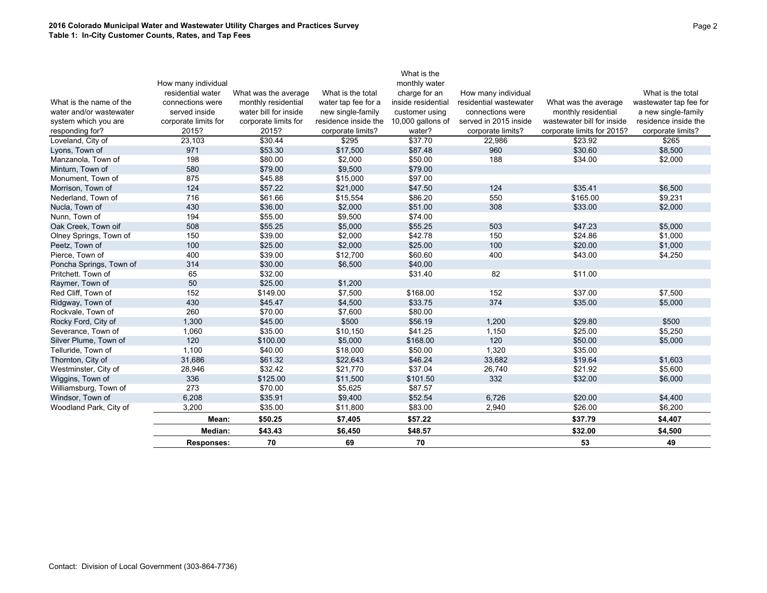**2016 Colorado Municipal Water and Wastewater Utility Charges and Practices Survey**
**Table 1: In-City Customer Counts, Rates, and Tap Fees**

| What is the name of the water and/or wastewater system which you are responding for? | How many individual residential water connections were served inside corporate limits for 2015? | What was the average monthly residential water bill for inside corporate limits for 2015? | What is the total water tap fee for a new single-family residence inside the corporate limits? | What is the monthly water charge for an inside residential customer using 10,000 gallons of water? | How many individual residential wastewater connections were served in 2015 inside corporate limits? | What was the average monthly residential wastewater bill for inside corporate limits for 2015? | What is the total wastewater tap fee for a new single-family residence inside the corporate limits? |
|---|---|---|---|---|---|---|---|
| Loveland, City of | 23,103 | $30.44 | $295 | $37.70 | 22,986 | $23.92 | $265 |
| Lyons, Town of | 971 | $53.30 | $17,500 | $87.48 | 960 | $30.60 | $8,500 |
| Manzanola, Town of | 198 | $80.00 | $2,000 | $50.00 | 188 | $34.00 | $2,000 |
| Minturn, Town of | 580 | $79.00 | $9,500 | $79.00 | | | |
| Monument, Town of | 875 | $45.88 | $15,000 | $97.00 | | | |
| Morrison, Town of | 124 | $57.22 | $21,000 | $47.50 | 124 | $35.41 | $6,500 |
| Nederland, Town of | 716 | $61.66 | $15,554 | $86.20 | 550 | $165.00 | $9,231 |
| Nucla, Town of | 430 | $36.00 | $2,000 | $51.00 | 308 | $33.00 | $2,000 |
| Nunn, Town of | 194 | $55.00 | $9,500 | $74.00 | | | |
| Oak Creek, Town oif | 508 | $55.25 | $5,000 | $55.25 | 503 | $47.23 | $5,000 |
| Olney Springs, Town of | 150 | $39.00 | $2,000 | $42.78 | 150 | $24.86 | $1,000 |
| Peetz, Town of | 100 | $25.00 | $2,000 | $25.00 | 100 | $20.00 | $1,000 |
| Pierce, Town of | 400 | $39.00 | $12,700 | $60.60 | 400 | $43.00 | $4,250 |
| Poncha Springs, Town of | 314 | $30.00 | $6,500 | $40.00 | | | |
| Pritchett. Town of | 65 | $32.00 | | $31.40 | 82 | $11.00 | |
| Raymer, Town of | 50 | $25.00 | $1,200 | | | | |
| Red Cliff, Town of | 152 | $149.00 | $7,500 | $168.00 | 152 | $37.00 | $7,500 |
| Ridgway, Town of | 430 | $45.47 | $4,500 | $33.75 | 374 | $35.00 | $5,000 |
| Rockvale, Town of | 260 | $70.00 | $7,600 | $80.00 | | | |
| Rocky Ford, City of | 1,300 | $45.00 | $500 | $56.19 | 1,200 | $29.80 | $500 |
| Severance, Town of | 1,060 | $35.00 | $10,150 | $41.25 | 1,150 | $25.00 | $5,250 |
| Silver Plume, Town of | 120 | $100.00 | $5,000 | $168.00 | 120 | $50.00 | $5,000 |
| Telluride, Town of | 1,100 | $40.00 | $18,000 | $50.00 | 1,320 | $35.00 | |
| Thornton, City of | 31,686 | $61.32 | $22,643 | $46.24 | 33,682 | $19.64 | $1,603 |
| Westminster, City of | 28,946 | $32.42 | $21,770 | $37.04 | 26,740 | $21.92 | $5,600 |
| Wiggins, Town of | 336 | $125.00 | $11,500 | $101.50 | 332 | $32.00 | $6,000 |
| Williamsburg, Town of | 273 | $70.00 | $5,625 | $87.57 | | | |
| Windsor, Town of | 6,208 | $35.91 | $9,400 | $52.54 | 6,726 | $20.00 | $4,400 |
| Woodland Park, City of | 3,200 | $35.00 | $11,800 | $83.00 | 2,940 | $26.00 | $6,200 |
| | **Mean:** | **$50.25** | **$7,405** | **$57.22** | | **$37.79** | **$4,407** |
| | **Median:** | **$43.43** | **$6,450** | **$48.57** | | **$32.00** | **$4,500** |
| | **Responses:** | **70** | **69** | **70** | | **53** | **49** |

Contact: Division of Local Government (303-864-7736)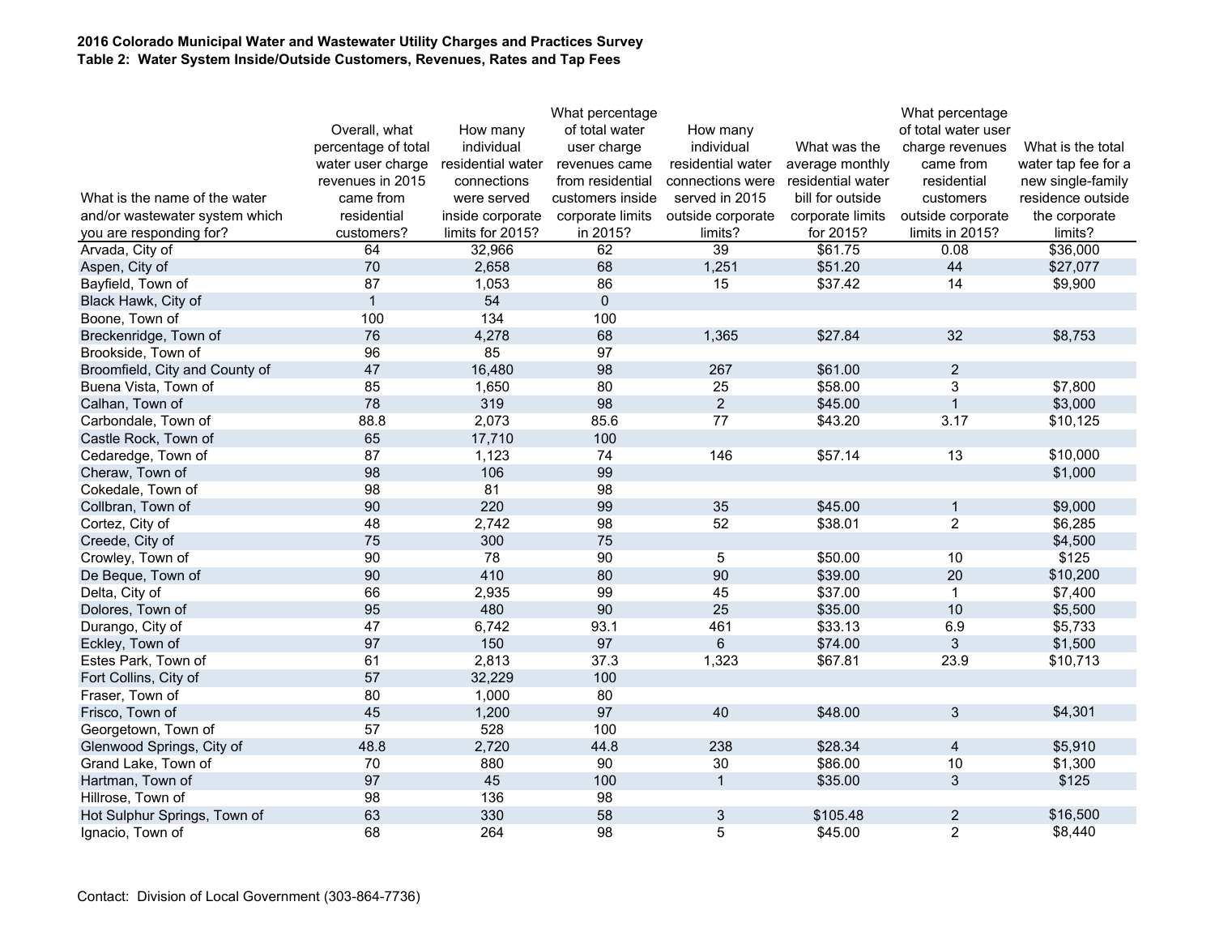**2016 Colorado Municipal Water and Wastewater Utility Charges and Practices Survey**
**Table 2: Water System Inside/Outside Customers, Revenues, Rates and Tap Fees**

| What is the name of the water and/or wastewater system which you are responding for? | Overall, what percentage of total water user charge revenues in 2015 came from residential customers? | How many individual residential water connections were served inside corporate limits for 2015? | What percentage of total water user charge revenues came from residential customers inside corporate limits in 2015? | How many individual residential water connections were served in 2015 outside corporate limits? | What was the average monthly residential water bill for outside corporate limits for 2015? | What percentage of total water user charge revenues came from residential customers outside corporate limits in 2015? | What is the total water tap fee for a new single-family residence outside the corporate limits? |
|---|---|---|---|---|---|---|---|
| Arvada, City of | 64 | 32,966 | 62 | 39 | $61.75 | 0.08 | $36,000 |
| Aspen, City of | 70 | 2,658 | 68 | 1,251 | $51.20 | 44 | $27,077 |
| Bayfield, Town of | 87 | 1,053 | 86 | 15 | $37.42 | 14 | $9,900 |
| Black Hawk, City of | 1 | 54 | 0 | | | | |
| Boone, Town of | 100 | 134 | 100 | | | | |
| Breckenridge, Town of | 76 | 4,278 | 68 | 1,365 | $27.84 | 32 | $8,753 |
| Brookside, Town of | 96 | 85 | 97 | | | | |
| Broomfield, City and County of | 47 | 16,480 | 98 | 267 | $61.00 | 2 | |
| Buena Vista, Town of | 85 | 1,650 | 80 | 25 | $58.00 | 3 | $7,800 |
| Calhan, Town of | 78 | 319 | 98 | 2 | $45.00 | 1 | $3,000 |
| Carbondale, Town of | 88.8 | 2,073 | 85.6 | 77 | $43.20 | 3.17 | $10,125 |
| Castle Rock, Town of | 65 | 17,710 | 100 | | | | |
| Cedaredge, Town of | 87 | 1,123 | 74 | 146 | $57.14 | 13 | $10,000 |
| Cheraw, Town of | 98 | 106 | 99 | | | | $1,000 |
| Cokedale, Town of | 98 | 81 | 98 | | | | |
| Collbran, Town of | 90 | 220 | 99 | 35 | $45.00 | 1 | $9,000 |
| Cortez, City of | 48 | 2,742 | 98 | 52 | $38.01 | 2 | $6,285 |
| Creede, City of | 75 | 300 | 75 | | | | $4,500 |
| Crowley, Town of | 90 | 78 | 90 | 5 | $50.00 | 10 | $125 |
| De Beque, Town of | 90 | 410 | 80 | 90 | $39.00 | 20 | $10,200 |
| Delta, City of | 66 | 2,935 | 99 | 45 | $37.00 | 1 | $7,400 |
| Dolores, Town of | 95 | 480 | 90 | 25 | $35.00 | 10 | $5,500 |
| Durango, City of | 47 | 6,742 | 93.1 | 461 | $33.13 | 6.9 | $5,733 |
| Eckley, Town of | 97 | 150 | 97 | 6 | $74.00 | 3 | $1,500 |
| Estes Park, Town of | 61 | 2,813 | 37.3 | 1,323 | $67.81 | 23.9 | $10,713 |
| Fort Collins, City of | 57 | 32,229 | 100 | | | | |
| Fraser, Town of | 80 | 1,000 | 80 | | | | |
| Frisco, Town of | 45 | 1,200 | 97 | 40 | $48.00 | 3 | $4,301 |
| Georgetown, Town of | 57 | 528 | 100 | | | | |
| Glenwood Springs, City of | 48.8 | 2,720 | 44.8 | 238 | $28.34 | 4 | $5,910 |
| Grand Lake, Town of | 70 | 880 | 90 | 30 | $86.00 | 10 | $1,300 |
| Hartman, Town of | 97 | 45 | 100 | 1 | $35.00 | 3 | $125 |
| Hillrose, Town of | 98 | 136 | 98 | | | | |
| Hot Sulphur Springs, Town of | 63 | 330 | 58 | 3 | $105.48 | 2 | $16,500 |
| Ignacio, Town of | 68 | 264 | 98 | 5 | $45.00 | 2 | $8,440 |

Contact: Division of Local Government (303-864-7736)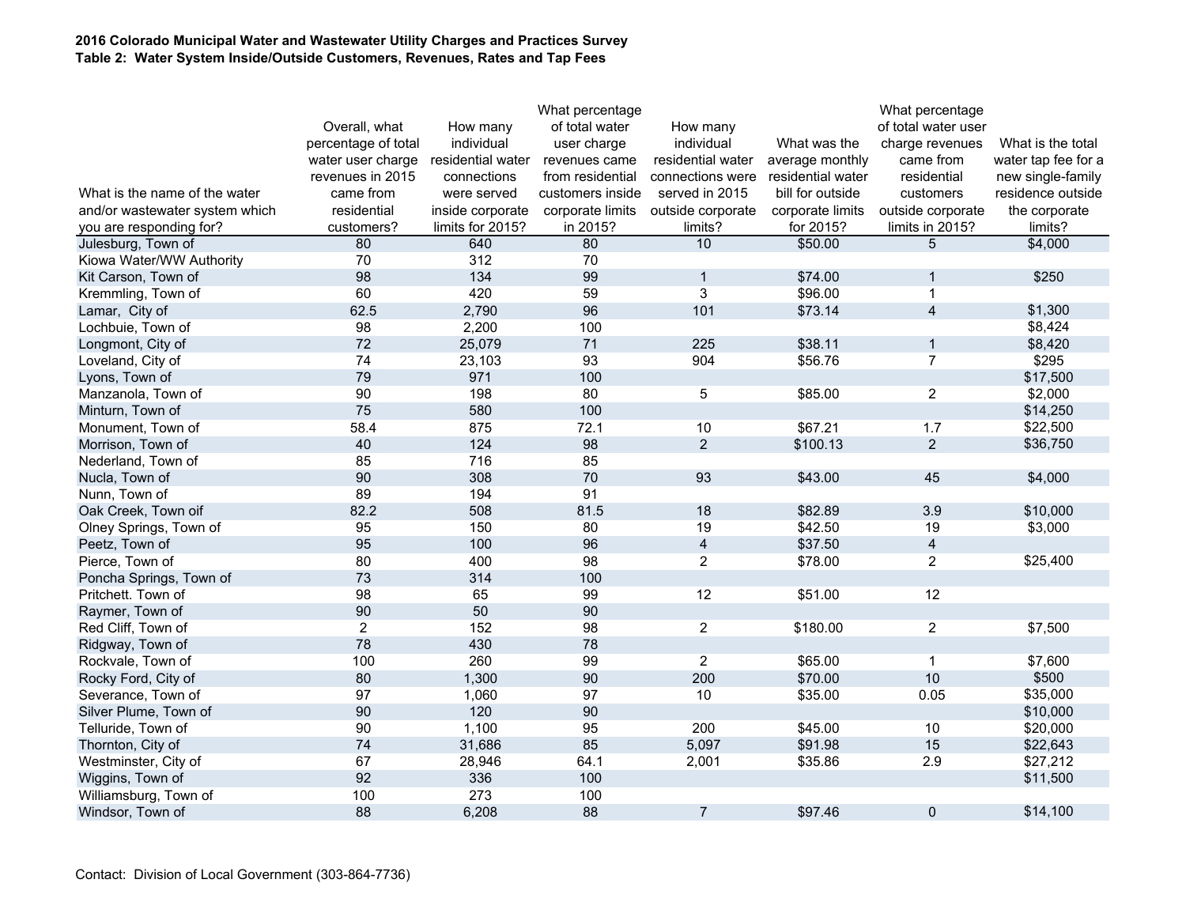**2016 Colorado Municipal Water and Wastewater Utility Charges and Practices Survey**
**Table 2: Water System Inside/Outside Customers, Revenues, Rates and Tap Fees**

| What is the name of the water and/or wastewater system which you are responding for? | Overall, what percentage of total water user charge revenues in 2015 came from residential customers? | How many individual residential water connections were served inside corporate limits for 2015? | What percentage of total water user charge revenues came from residential customers inside corporate limits in 2015? | How many individual residential water connections were served in 2015 outside corporate limits? | What was the average monthly residential water bill for outside corporate limits for 2015? | What percentage of total water user charge revenues came from residential customers outside corporate limits in 2015? | What is the total water tap fee for a new single-family residence outside the corporate limits? |
|---|---|---|---|---|---|---|---|
| Julesburg, Town of | 80 | 640 | 80 | 10 | $50.00 | 5 | $4,000 |
| Kiowa Water/WW Authority | 70 | 312 | 70 | | | | |
| Kit Carson, Town of | 98 | 134 | 99 | 1 | $74.00 | 1 | $250 |
| Kremmling, Town of | 60 | 420 | 59 | 3 | $96.00 | 1 | |
| Lamar, City of | 62.5 | 2,790 | 96 | 101 | $73.14 | 4 | $1,300 |
| Lochbuie, Town of | 98 | 2,200 | 100 | | | | $8,424 |
| Longmont, City of | 72 | 25,079 | 71 | 225 | $38.11 | 1 | $8,420 |
| Loveland, City of | 74 | 23,103 | 93 | 904 | $56.76 | 7 | $295 |
| Lyons, Town of | 79 | 971 | 100 | | | | $17,500 |
| Manzanola, Town of | 90 | 198 | 80 | 5 | $85.00 | 2 | $2,000 |
| Minturn, Town of | 75 | 580 | 100 | | | | $14,250 |
| Monument, Town of | 58.4 | 875 | 72.1 | 10 | $67.21 | 1.7 | $22,500 |
| Morrison, Town of | 40 | 124 | 98 | 2 | $100.13 | 2 | $36,750 |
| Nederland, Town of | 85 | 716 | 85 | | | | |
| Nucla, Town of | 90 | 308 | 70 | 93 | $43.00 | 45 | $4,000 |
| Nunn, Town of | 89 | 194 | 91 | | | | |
| Oak Creek, Town oif | 82.2 | 508 | 81.5 | 18 | $82.89 | 3.9 | $10,000 |
| Olney Springs, Town of | 95 | 150 | 80 | 19 | $42.50 | 19 | $3,000 |
| Peetz, Town of | 95 | 100 | 96 | 4 | $37.50 | 4 | |
| Pierce, Town of | 80 | 400 | 98 | 2 | $78.00 | 2 | $25,400 |
| Poncha Springs, Town of | 73 | 314 | 100 | | | | |
| Pritchett. Town of | 98 | 65 | 99 | 12 | $51.00 | 12 | |
| Raymer, Town of | 90 | 50 | 90 | | | | |
| Red Cliff, Town of | 2 | 152 | 98 | 2 | $180.00 | 2 | $7,500 |
| Ridgway, Town of | 78 | 430 | 78 | | | | |
| Rockvale, Town of | 100 | 260 | 99 | 2 | $65.00 | 1 | $7,600 |
| Rocky Ford, City of | 80 | 1,300 | 90 | 200 | $70.00 | 10 | $500 |
| Severance, Town of | 97 | 1,060 | 97 | 10 | $35.00 | 0.05 | $35,000 |
| Silver Plume, Town of | 90 | 120 | 90 | | | | $10,000 |
| Telluride, Town of | 90 | 1,100 | 95 | 200 | $45.00 | 10 | $20,000 |
| Thornton, City of | 74 | 31,686 | 85 | 5,097 | $91.98 | 15 | $22,643 |
| Westminster, City of | 67 | 28,946 | 64.1 | 2,001 | $35.86 | 2.9 | $27,212 |
| Wiggins, Town of | 92 | 336 | 100 | | | | $11,500 |
| Williamsburg, Town of | 100 | 273 | 100 | | | | |
| Windsor, Town of | 88 | 6,208 | 88 | 7 | $97.46 | 0 | $14,100 |

Contact: Division of Local Government (303-864-7736)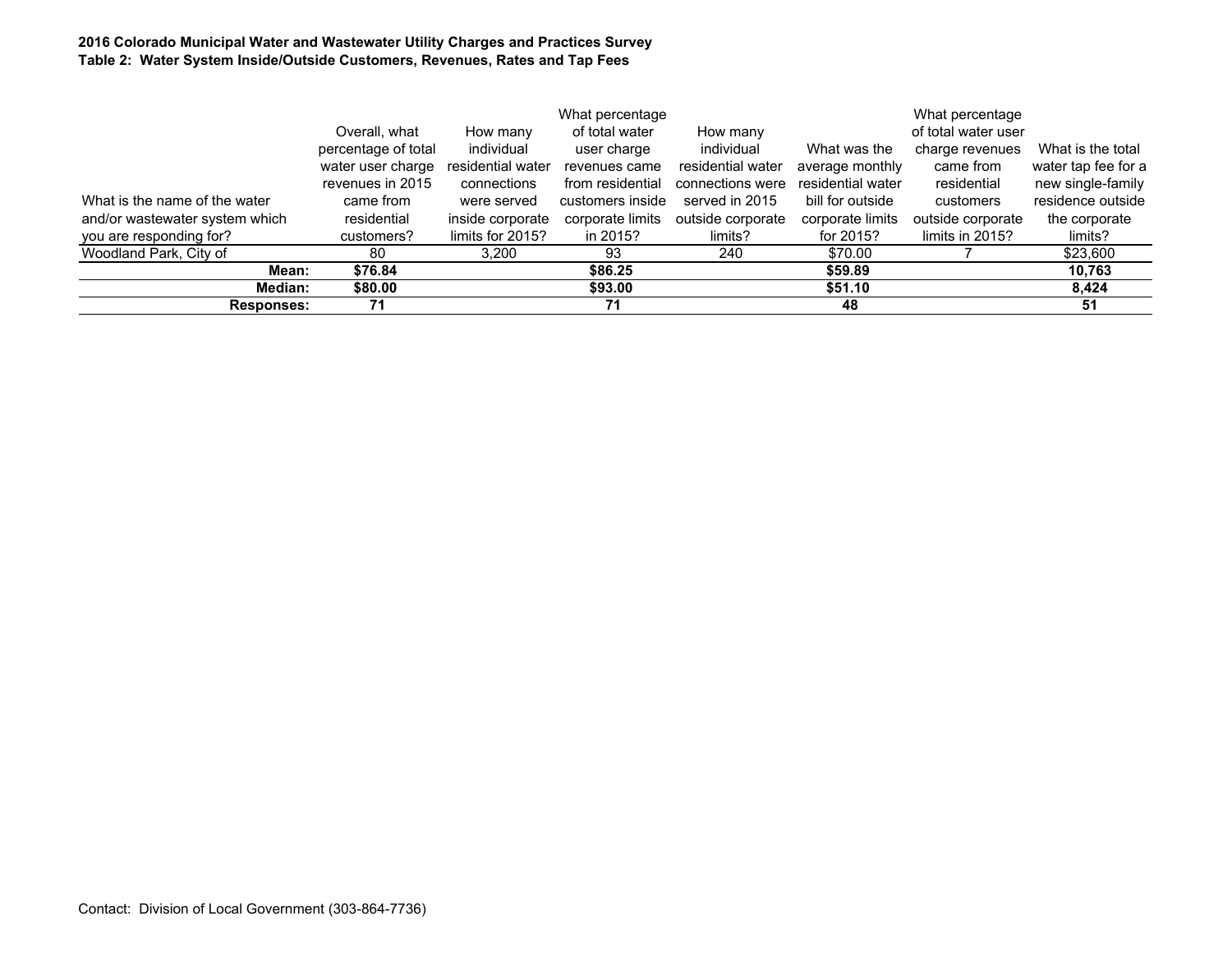**2016 Colorado Municipal Water and Wastewater Utility Charges and Practices Survey**
**Table 2: Water System Inside/Outside Customers, Revenues, Rates and Tap Fees**

| What is the name of the water and/or wastewater system which you are responding for? | Overall, what percentage of total water user charge revenues in 2015 came from residential customers? | How many individual residential water connections were served inside corporate limits for 2015? | What percentage of total water user charge revenues came from residential customers inside corporate limits in 2015? | How many individual residential water connections were served in 2015 outside corporate limits? | What was the average monthly residential water bill for outside corporate limits for 2015? | What percentage of total water user charge revenues came from residential customers outside corporate limits in 2015? | What is the total water tap fee for a new single-family residence outside the corporate limits? |
|---|---|---|---|---|---|---|---|
| Woodland Park, City of | 80 | 3,200 | 93 | 240 | $70.00 | 7 | $23,600 |
| **Mean:** | **$76.84** | | **$86.25** | | **$59.89** | | **10,763** |
| **Median:** | **$80.00** | | **$93.00** | | **$51.10** | | **8,424** |
| **Responses:** | **71** | | **71** | | **48** | | **51** |

Contact: Division of Local Government (303-864-7736)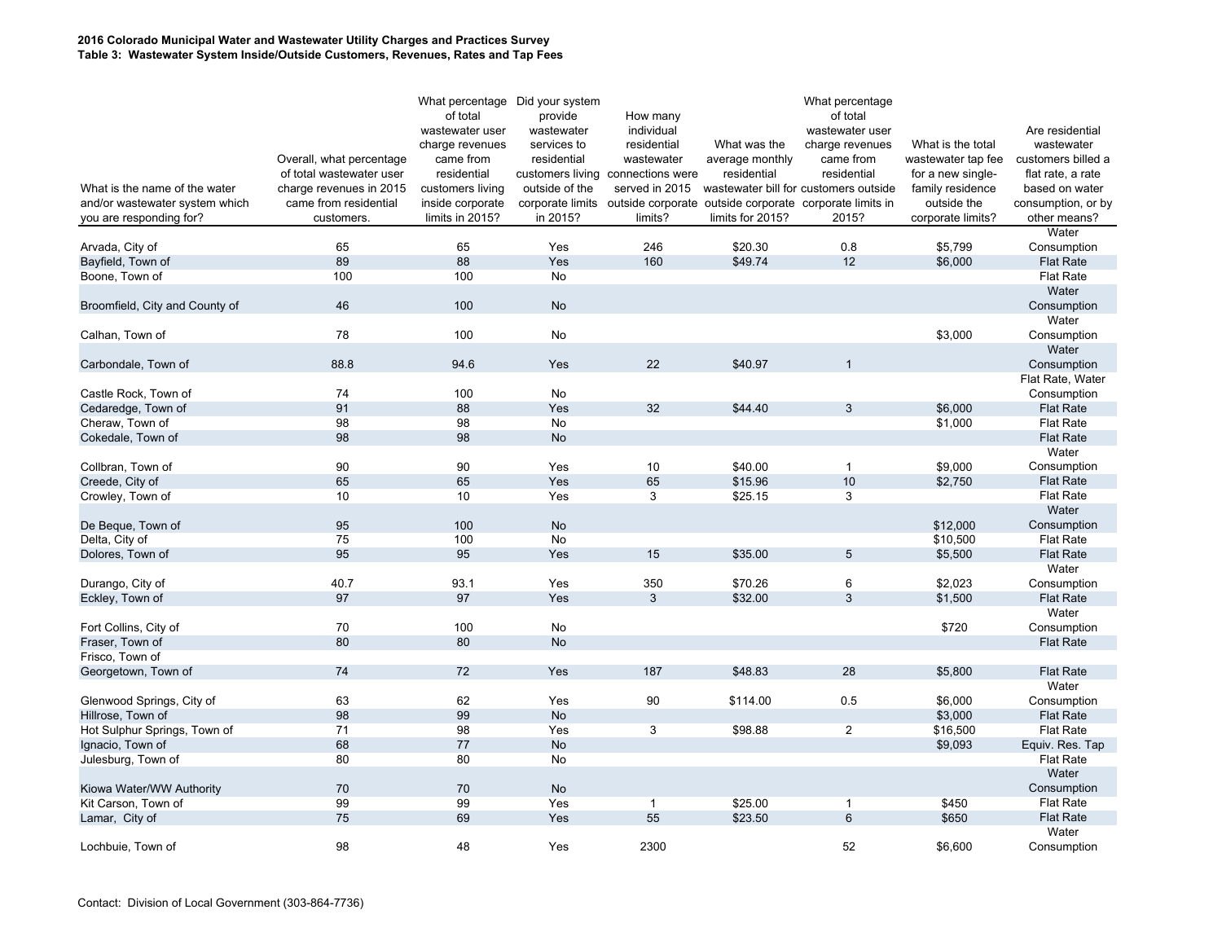**2016 Colorado Municipal Water and Wastewater Utility Charges and Practices Survey**
**Table 3: Wastewater System Inside/Outside Customers, Revenues, Rates and Tap Fees**

| What is the name of the water and/or wastewater system which you are responding for? | Overall, what percentage of total wastewater user charge revenues in 2015 came from residential customers. | What percentage of total wastewater user charge revenues came from residential customers living inside corporate limits in 2015? | Did your system provide wastewater services to residential customers living outside of the corporate limits in 2015? | How many individual residential wastewater connections were served in 2015 outside corporate limits? | What was the average monthly residential wastewater bill for customers outside corporate limits for 2015? | What percentage of total wastewater user charge revenues came from residential customers outside corporate limits in 2015? | What is the total wastewater tap fee for a new single-family residence outside the corporate limits? | Are residential wastewater customers billed a flat rate, a rate based on water consumption, or by other means? |
|---|---|---|---|---|---|---|---|---|
| Arvada, City of | 65 | 65 | Yes | 246 | $20.30 | 0.8 | $5,799 | Water Consumption |
| Bayfield, Town of | 89 | 88 | Yes | 160 | $49.74 | 12 | $6,000 | Flat Rate |
| Boone, Town of | 100 | 100 | No | | | | | Flat Rate |
| Broomfield, City and County of | 46 | 100 | No | | | | | Water Consumption |
| Calhan, Town of | 78 | 100 | No | | | | $3,000 | Water Consumption |
| Carbondale, Town of | 88.8 | 94.6 | Yes | 22 | $40.97 | 1 | | Water Consumption |
| Castle Rock, Town of | 74 | 100 | No | | | | | Flat Rate, Water Consumption |
| Cedaredge, Town of | 91 | 88 | Yes | 32 | $44.40 | 3 | $6,000 | Flat Rate |
| Cheraw, Town of | 98 | 98 | No | | | | $1,000 | Flat Rate |
| Cokedale, Town of | 98 | 98 | No | | | | | Flat Rate |
| Collbran, Town of | 90 | 90 | Yes | 10 | $40.00 | 1 | $9,000 | Water Consumption |
| Creede, City of | 65 | 65 | Yes | 65 | $15.96 | 10 | $2,750 | Flat Rate |
| Crowley, Town of | 10 | 10 | Yes | 3 | $25.15 | 3 | | Flat Rate |
| De Beque, Town of | 95 | 100 | No | | | | $12,000 | Water Consumption |
| Delta, City of | 75 | 100 | No | | | | $10,500 | Flat Rate |
| Dolores, Town of | 95 | 95 | Yes | 15 | $35.00 | 5 | $5,500 | Flat Rate |
| Durango, City of | 40.7 | 93.1 | Yes | 350 | $70.26 | 6 | $2,023 | Water Consumption |
| Eckley, Town of | 97 | 97 | Yes | 3 | $32.00 | 3 | $1,500 | Flat Rate |
| Fort Collins, City of | 70 | 100 | No | | | | $720 | Water Consumption |
| Fraser, Town of | 80 | 80 | No | | | | | Flat Rate |
| Frisco, Town of | | | | | | | | |
| Georgetown, Town of | 74 | 72 | Yes | 187 | $48.83 | 28 | $5,800 | Flat Rate |
| Glenwood Springs, City of | 63 | 62 | Yes | 90 | $114.00 | 0.5 | $6,000 | Water Consumption |
| Hillrose, Town of | 98 | 99 | No | | | | $3,000 | Flat Rate |
| Hot Sulphur Springs, Town of | 71 | 98 | Yes | 3 | $98.88 | 2 | $16,500 | Flat Rate |
| Ignacio, Town of | 68 | 77 | No | | | | $9,093 | Equiv. Res. Tap |
| Julesburg, Town of | 80 | 80 | No | | | | | Flat Rate |
| Kiowa Water/WW Authority | 70 | 70 | No | | | | | Water Consumption |
| Kit Carson, Town of | 99 | 99 | Yes | 1 | $25.00 | 1 | $450 | Flat Rate |
| Lamar, City of | 75 | 69 | Yes | 55 | $23.50 | 6 | $650 | Flat Rate |
| Lochbuie, Town of | 98 | 48 | Yes | 2300 | | 52 | $6,600 | Water Consumption |

Contact: Division of Local Government (303-864-7736)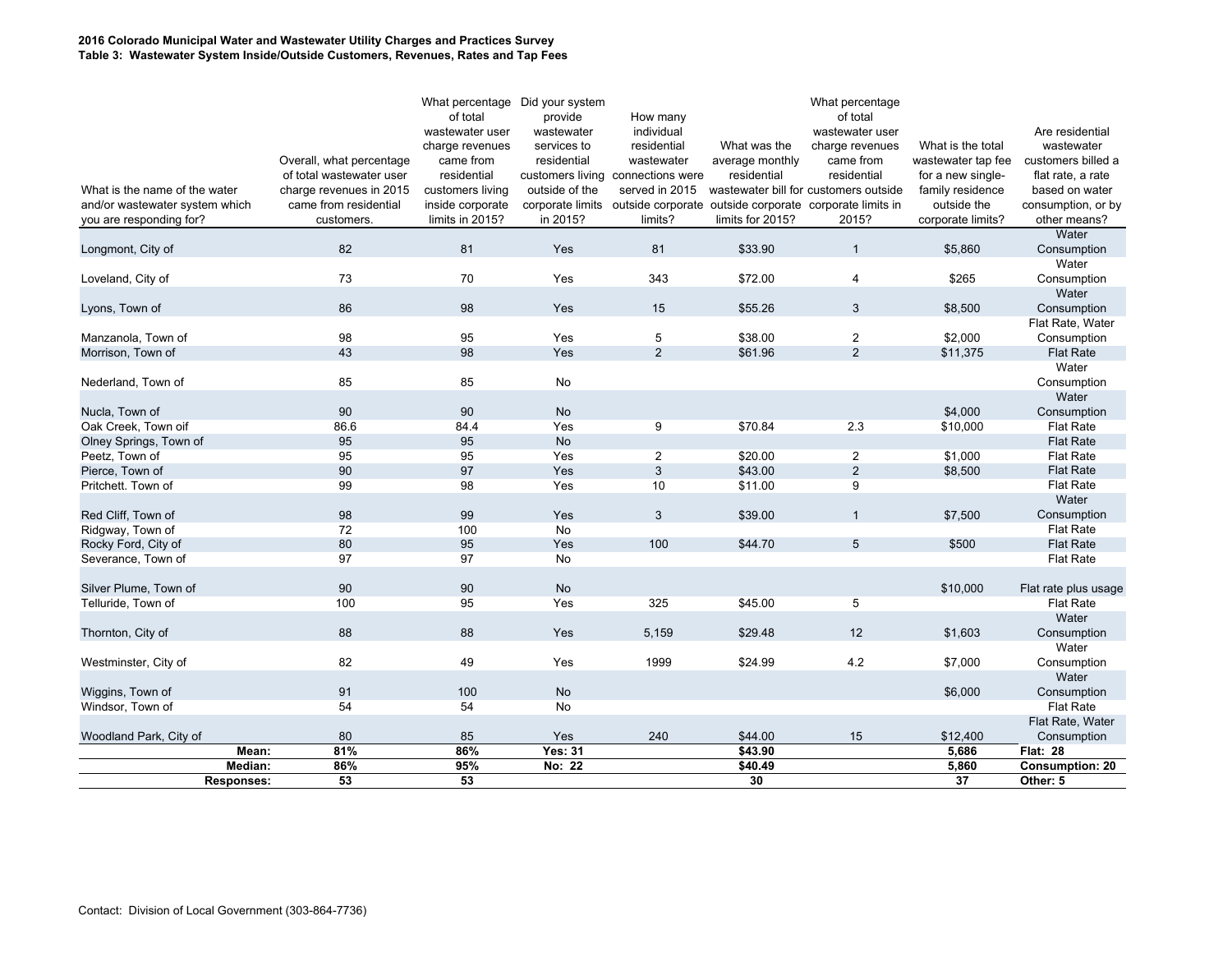**2016 Colorado Municipal Water and Wastewater Utility Charges and Practices Survey**
**Table 3: Wastewater System Inside/Outside Customers, Revenues, Rates and Tap Fees**

| What is the name of the water and/or wastewater system which you are responding for? | Overall, what percentage of total wastewater user charge revenues in 2015 came from residential customers. | What percentage of total wastewater user charge revenues came from residential customers living inside corporate limits in 2015? | Did your system provide wastewater services to residential customers living outside of the corporate limits in 2015? | How many individual residential wastewater connections were served in 2015 outside corporate limits? | What was the average monthly residential wastewater bill for outside corporate limits for 2015? | What percentage of total wastewater user charge revenues came from residential customers outside corporate limits in 2015? | What is the total wastewater tap fee for a new single-family residence outside the corporate limits? | Are residential wastewater customers billed a flat rate, a rate based on water consumption, or by other means? |
|---|---|---|---|---|---|---|---|---|
| Longmont, City of | 82 | 81 | Yes | 81 | $33.90 | 1 | $5,860 | Water Consumption |
| Loveland, City of | 73 | 70 | Yes | 343 | $72.00 | 4 | $265 | Water Consumption |
| Lyons, Town of | 86 | 98 | Yes | 15 | $55.26 | 3 | $8,500 | Water Consumption |
| Manzanola, Town of | 98 | 95 | Yes | 5 | $38.00 | 2 | $2,000 | Flat Rate, Water Consumption |
| Morrison, Town of | 43 | 98 | Yes | 2 | $61.96 | 2 | $11,375 | Flat Rate |
| Nederland, Town of | 85 | 85 | No | | | | | Water Consumption |
| Nucla, Town of | 90 | 90 | No | | | | $4,000 | Water Consumption |
| Oak Creek, Town oif | 86.6 | 84.4 | Yes | 9 | $70.84 | 2.3 | $10,000 | Flat Rate |
| Olney Springs, Town of | 95 | 95 | No | | | | | Flat Rate |
| Peetz, Town of | 95 | 95 | Yes | 2 | $20.00 | 2 | $1,000 | Flat Rate |
| Pierce, Town of | 90 | 97 | Yes | 3 | $43.00 | 2 | $8,500 | Flat Rate |
| Pritchett. Town of | 99 | 98 | Yes | 10 | $11.00 | 9 | | Flat Rate |
| Red Cliff, Town of | 98 | 99 | Yes | 3 | $39.00 | 1 | $7,500 | Water Consumption |
| Ridgway, Town of | 72 | 100 | No | | | | | Flat Rate |
| Rocky Ford, City of | 80 | 95 | Yes | 100 | $44.70 | 5 | $500 | Flat Rate |
| Severance, Town of | 97 | 97 | No | | | | | Flat Rate |
| Silver Plume, Town of | 90 | 90 | No | | | | $10,000 | Flat rate plus usage |
| Telluride, Town of | 100 | 95 | Yes | 325 | $45.00 | 5 | | Flat Rate |
| Thornton, City of | 88 | 88 | Yes | 5,159 | $29.48 | 12 | $1,603 | Water Consumption |
| Westminster, City of | 82 | 49 | Yes | 1999 | $24.99 | 4.2 | $7,000 | Water Consumption |
| Wiggins, Town of | 91 | 100 | No | | | | $6,000 | Water Consumption |
| Windsor, Town of | 54 | 54 | No | | | | | Flat Rate |
| Woodland Park, City of | 80 | 85 | Yes | 240 | $44.00 | 15 | $12,400 | Flat Rate, Water Consumption |
| **Mean:** | **81%** | **86%** | **Yes: 31** | | **$43.90** | | **5,686** | **Flat: 28** |
| **Median:** | **86%** | **95%** | **No: 22** | | **$40.49** | | **5,860** | **Consumption: 20** |
| **Responses:** | **53** | **53** | | | **30** | | **37** | **Other: 5** |

Contact: Division of Local Government (303-864-7736)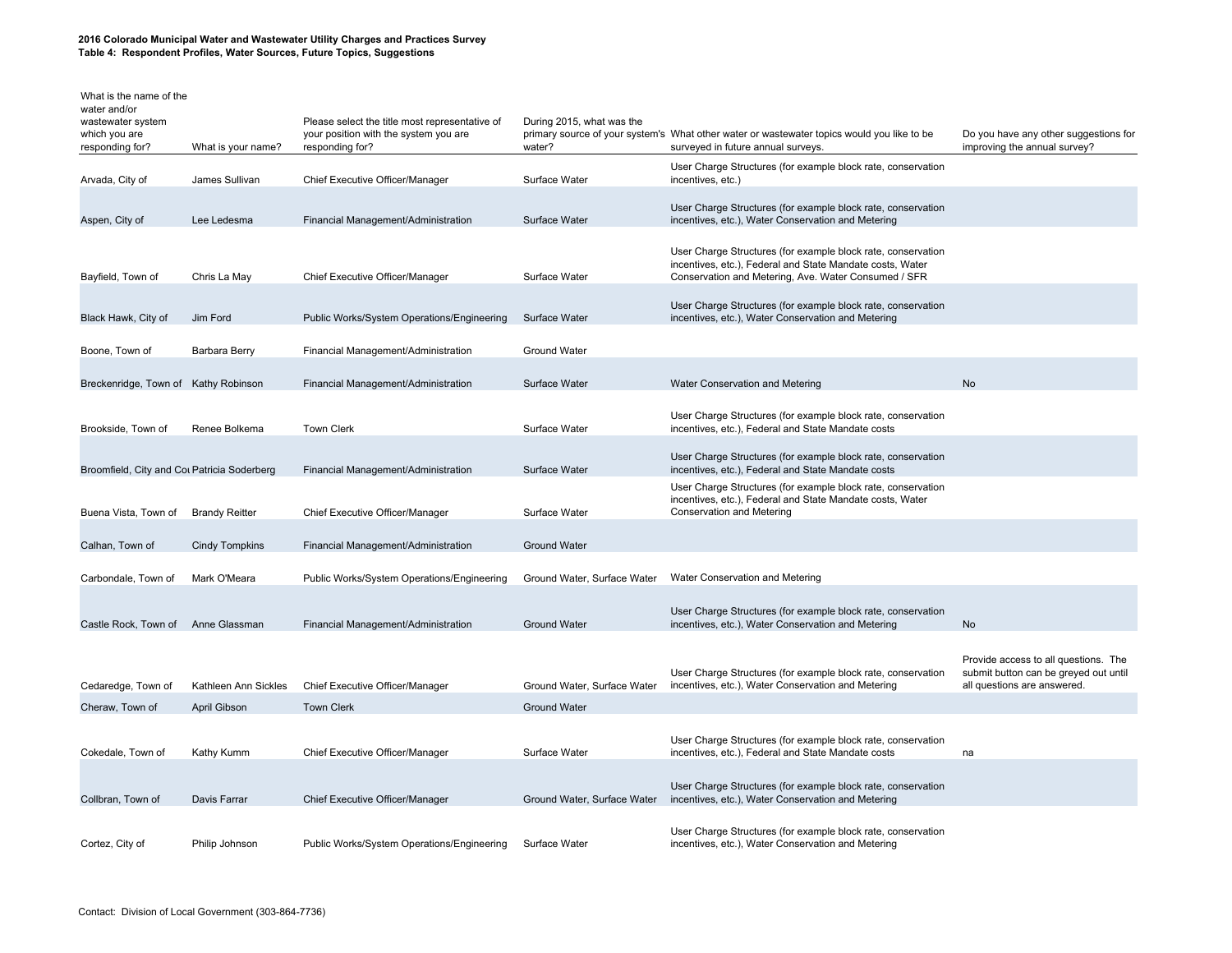**2016 Colorado Municipal Water and Wastewater Utility Charges and Practices Survey**
**Table 4: Respondent Profiles, Water Sources, Future Topics, Suggestions**

| What is the name of the water and/or wastewater system which you are responding for? | What is your name? | Please select the title most representative of your position with the system you are responding for? | During 2015, what was the primary source of your system's water? | What other water or wastewater topics would you like to be surveyed in future annual surveys. | Do you have any other suggestions for improving the annual survey? |
|---|---|---|---|---|---|
| Arvada, City of | James Sullivan | Chief Executive Officer/Manager | Surface Water | User Charge Structures (for example block rate, conservation incentives, etc.) | |
| Aspen, City of | Lee Ledesma | Financial Management/Administration | Surface Water | User Charge Structures (for example block rate, conservation incentives, etc.), Water Conservation and Metering | |
| Bayfield, Town of | Chris La May | Chief Executive Officer/Manager | Surface Water | User Charge Structures (for example block rate, conservation incentives, etc.), Federal and State Mandate costs, Water Conservation and Metering, Ave. Water Consumed / SFR | |
| Black Hawk, City of | Jim Ford | Public Works/System Operations/Engineering | Surface Water | User Charge Structures (for example block rate, conservation incentives, etc.), Water Conservation and Metering | |
| Boone, Town of | Barbara Berry | Financial Management/Administration | Ground Water | | |
| Breckenridge, Town of | Kathy Robinson | Financial Management/Administration | Surface Water | Water Conservation and Metering | No |
| Brookside, Town of | Renee Bolkema | Town Clerk | Surface Water | User Charge Structures (for example block rate, conservation incentives, etc.), Federal and State Mandate costs | |
| Broomfield, City and Cou | Patricia Soderberg | Financial Management/Administration | Surface Water | User Charge Structures (for example block rate, conservation incentives, etc.), Federal and State Mandate costs | |
| Buena Vista, Town of | Brandy Reitter | Chief Executive Officer/Manager | Surface Water | User Charge Structures (for example block rate, conservation incentives, etc.), Federal and State Mandate costs, Water Conservation and Metering | |
| Calhan, Town of | Cindy Tompkins | Financial Management/Administration | Ground Water | | |
| Carbondale, Town of | Mark O'Meara | Public Works/System Operations/Engineering | Ground Water, Surface Water | Water Conservation and Metering | |
| Castle Rock, Town of | Anne Glassman | Financial Management/Administration | Ground Water | User Charge Structures (for example block rate, conservation incentives, etc.), Water Conservation and Metering | No |
| Cedaredge, Town of | Kathleen Ann Sickles | Chief Executive Officer/Manager | Ground Water, Surface Water | User Charge Structures (for example block rate, conservation incentives, etc.), Water Conservation and Metering | Provide access to all questions. The submit button can be greyed out until all questions are answered. |
| Cheraw, Town of | April Gibson | Town Clerk | Ground Water | | |
| Cokedale, Town of | Kathy Kumm | Chief Executive Officer/Manager | Surface Water | User Charge Structures (for example block rate, conservation incentives, etc.), Federal and State Mandate costs | na |
| Collbran, Town of | Davis Farrar | Chief Executive Officer/Manager | Ground Water, Surface Water | User Charge Structures (for example block rate, conservation incentives, etc.), Water Conservation and Metering | |
| Cortez, City of | Philip Johnson | Public Works/System Operations/Engineering | Surface Water | User Charge Structures (for example block rate, conservation incentives, etc.), Water Conservation and Metering | |

Contact: Division of Local Government (303-864-7736)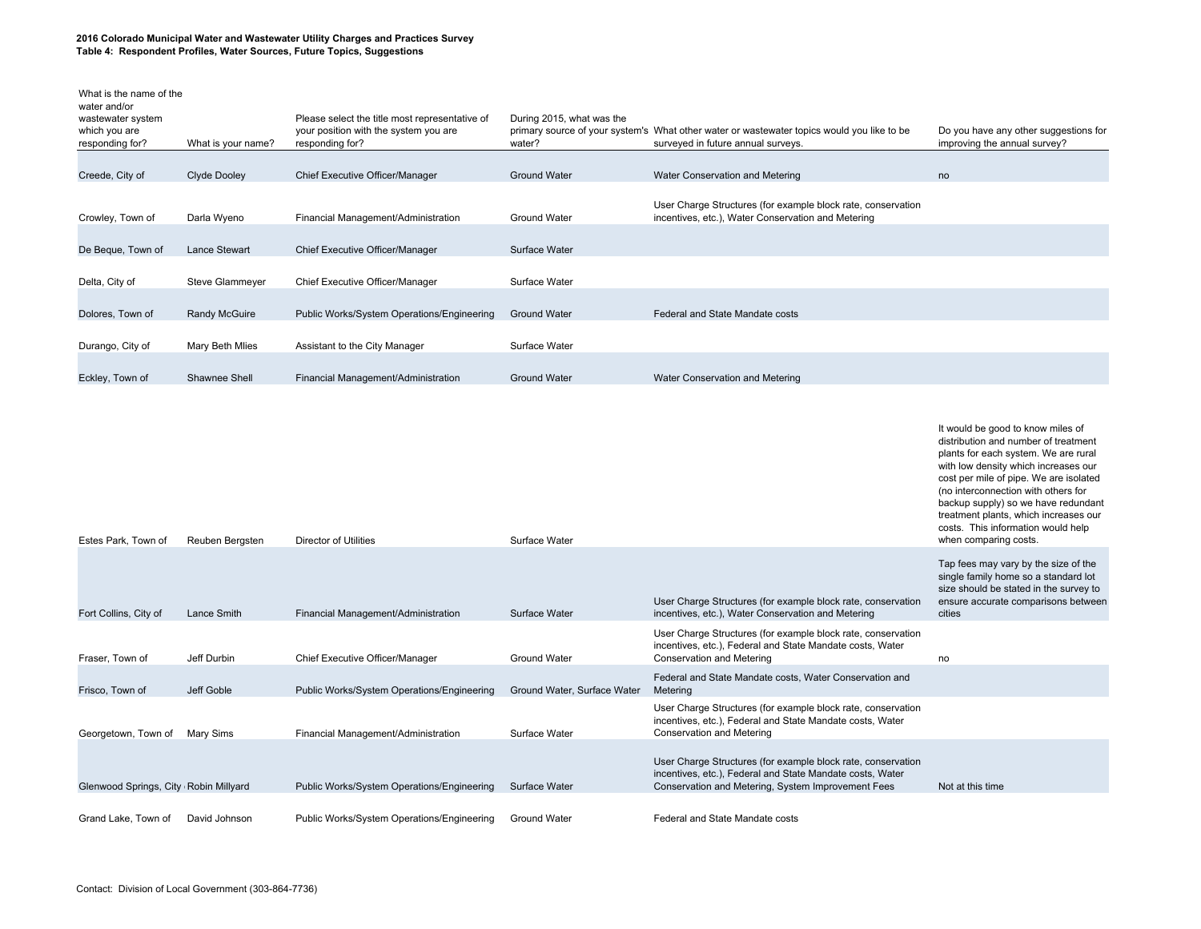**2016 Colorado Municipal Water and Wastewater Utility Charges and Practices Survey**
**Table 4: Respondent Profiles, Water Sources, Future Topics, Suggestions**

| What is the name of the water and/or wastewater system which you are responding for? | What is your name? | Please select the title most representative of your position with the system you are responding for? | During 2015, what was the primary source of your system's water? | What other water or wastewater topics would you like to be surveyed in future annual surveys. | Do you have any other suggestions for improving the annual survey? |
|---|---|---|---|---|---|
| Creede, City of | Clyde Dooley | Chief Executive Officer/Manager | Ground Water | Water Conservation and Metering | no |
| Crowley, Town of | Darla Wyeno | Financial Management/Administration | Ground Water | User Charge Structures (for example block rate, conservation incentives, etc.), Water Conservation and Metering | |
| De Beque, Town of | Lance Stewart | Chief Executive Officer/Manager | Surface Water | | |
| Delta, City of | Steve Glammeyer | Chief Executive Officer/Manager | Surface Water | | |
| Dolores, Town of | Randy McGuire | Public Works/System Operations/Engineering | Ground Water | Federal and State Mandate costs | |
| Durango, City of | Mary Beth Mlies | Assistant to the City Manager | Surface Water | | |
| Eckley, Town of | Shawnee Shell | Financial Management/Administration | Ground Water | Water Conservation and Metering | |
| Estes Park, Town of | Reuben Bergsten | Director of Utilities | Surface Water | | It would be good to know miles of distribution and number of treatment plants for each system. We are rural with low density which increases our cost per mile of pipe. We are isolated (no interconnection with others for backup supply) so we have redundant treatment plants, which increases our costs. This information would help when comparing costs. |
| Fort Collins, City of | Lance Smith | Financial Management/Administration | Surface Water | User Charge Structures (for example block rate, conservation incentives, etc.), Water Conservation and Metering | Tap fees may vary by the size of the single family home so a standard lot size should be stated in the survey to ensure accurate comparisons between cities |
| Fraser, Town of | Jeff Durbin | Chief Executive Officer/Manager | Ground Water | User Charge Structures (for example block rate, conservation incentives, etc.), Federal and State Mandate costs, Water Conservation and Metering | no |
| Frisco, Town of | Jeff Goble | Public Works/System Operations/Engineering | Ground Water, Surface Water | Federal and State Mandate costs, Water Conservation and Metering | |
| Georgetown, Town of | Mary Sims | Financial Management/Administration | Surface Water | User Charge Structures (for example block rate, conservation incentives, etc.), Federal and State Mandate costs, Water Conservation and Metering | |
| Glenwood Springs, City of | Robin Millyard | Public Works/System Operations/Engineering | Surface Water | User Charge Structures (for example block rate, conservation incentives, etc.), Federal and State Mandate costs, Water Conservation and Metering, System Improvement Fees | Not at this time |
| Grand Lake, Town of | David Johnson | Public Works/System Operations/Engineering | Ground Water | Federal and State Mandate costs | |

Contact: Division of Local Government (303-864-7736)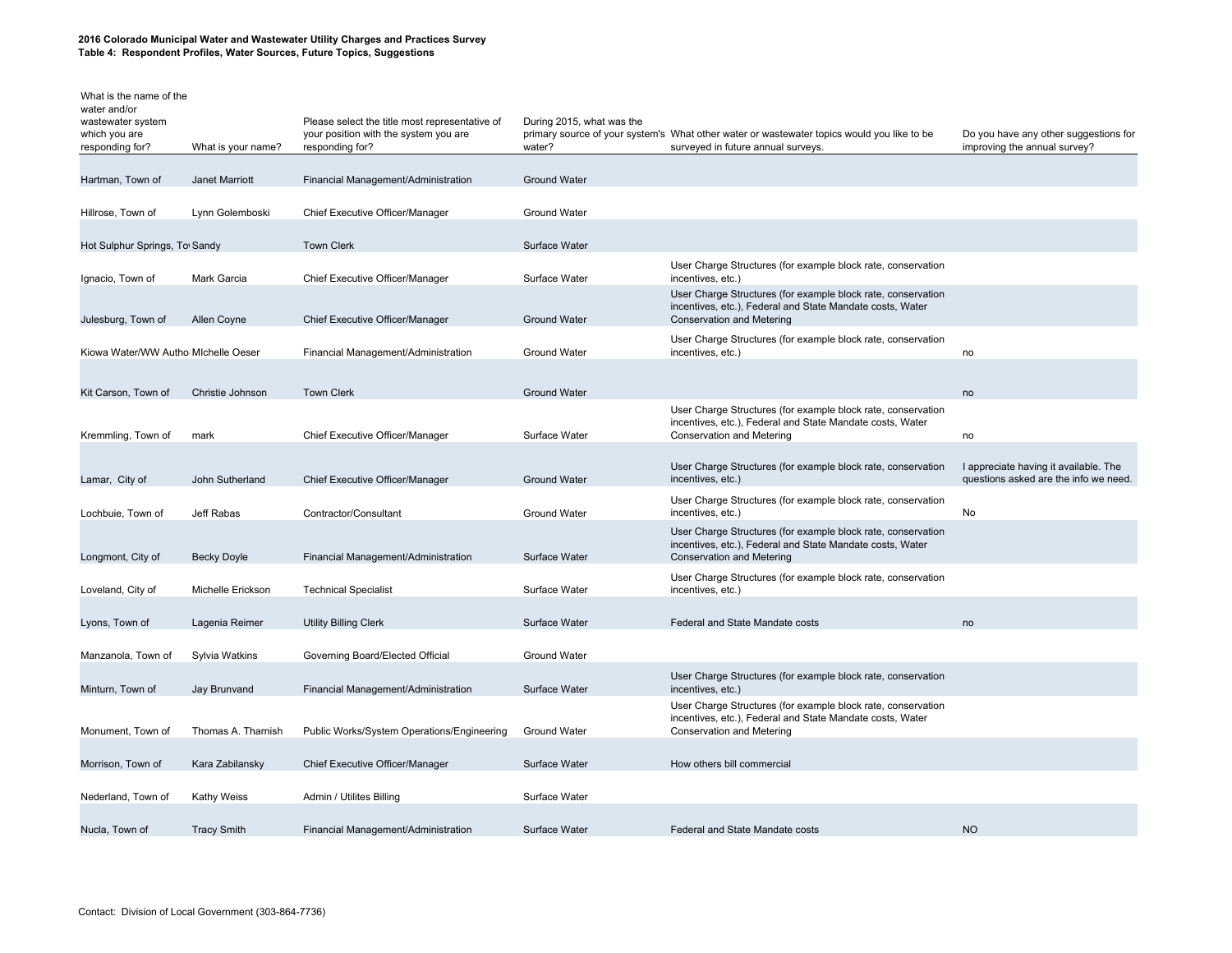**2016 Colorado Municipal Water and Wastewater Utility Charges and Practices Survey**
**Table 4: Respondent Profiles, Water Sources, Future Topics, Suggestions**

| What is the name of the water and/or wastewater system which you are responding for? | What is your name? | Please select the title most representative of your position with the system you are responding for? | During 2015, what was the primary source of your system's water? | What other water or wastewater topics would you like to be surveyed in future annual surveys. | Do you have any other suggestions for improving the annual survey? |
|---|---|---|---|---|---|
| Hartman, Town of | Janet Marriott | Financial Management/Administration | Ground Water | | |
| Hillrose, Town of | Lynn Golemboski | Chief Executive Officer/Manager | Ground Water | | |
| Hot Sulphur Springs, To | Sandy | Town Clerk | Surface Water | | |
| Ignacio, Town of | Mark Garcia | Chief Executive Officer/Manager | Surface Water | User Charge Structures (for example block rate, conservation incentives, etc.) | |
| Julesburg, Town of | Allen Coyne | Chief Executive Officer/Manager | Ground Water | User Charge Structures (for example block rate, conservation incentives, etc.), Federal and State Mandate costs, Water Conservation and Metering | |
| Kiowa Water/WW Autho | MIchelle Oeser | Financial Management/Administration | Ground Water | User Charge Structures (for example block rate, conservation incentives, etc.) | no |
| Kit Carson, Town of | Christie Johnson | Town Clerk | Ground Water | | no |
| Kremmling, Town of | mark | Chief Executive Officer/Manager | Surface Water | User Charge Structures (for example block rate, conservation incentives, etc.), Federal and State Mandate costs, Water Conservation and Metering | no |
| Lamar, City of | John Sutherland | Chief Executive Officer/Manager | Ground Water | User Charge Structures (for example block rate, conservation incentives, etc.) | I appreciate having it available. The questions asked are the info we need. |
| Lochbuie, Town of | Jeff Rabas | Contractor/Consultant | Ground Water | User Charge Structures (for example block rate, conservation incentives, etc.) | No |
| Longmont, City of | Becky Doyle | Financial Management/Administration | Surface Water | User Charge Structures (for example block rate, conservation incentives, etc.), Federal and State Mandate costs, Water Conservation and Metering | |
| Loveland, City of | Michelle Erickson | Technical Specialist | Surface Water | User Charge Structures (for example block rate, conservation incentives, etc.) | |
| Lyons, Town of | Lagenia Reimer | Utility Billing Clerk | Surface Water | Federal and State Mandate costs | no |
| Manzanola, Town of | Sylvia Watkins | Governing Board/Elected Official | Ground Water | | |
| Minturn, Town of | Jay Brunvand | Financial Management/Administration | Surface Water | User Charge Structures (for example block rate, conservation incentives, etc.) | |
| Monument, Town of | Thomas A. Tharnish | Public Works/System Operations/Engineering | Ground Water | User Charge Structures (for example block rate, conservation incentives, etc.), Federal and State Mandate costs, Water Conservation and Metering | |
| Morrison, Town of | Kara Zabilansky | Chief Executive Officer/Manager | Surface Water | How others bill commercial | |
| Nederland, Town of | Kathy Weiss | Admin / Utilites Billing | Surface Water | | |
| Nucla, Town of | Tracy Smith | Financial Management/Administration | Surface Water | Federal and State Mandate costs | NO |

Contact: Division of Local Government (303-864-7736)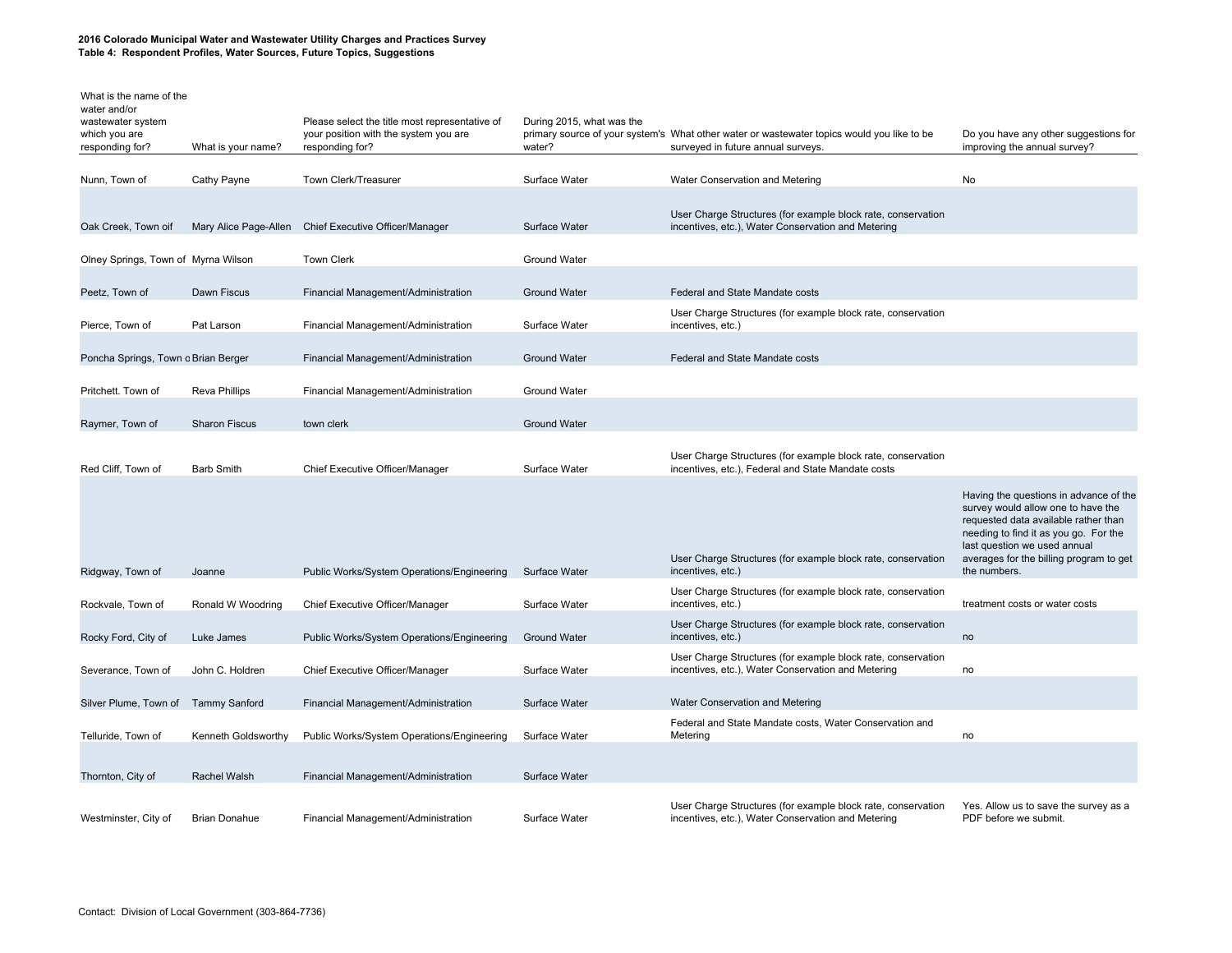**2016 Colorado Municipal Water and Wastewater Utility Charges and Practices Survey**
**Table 4: Respondent Profiles, Water Sources, Future Topics, Suggestions**

| What is the name of the water and/or wastewater system which you are responding for? | What is your name? | Please select the title most representative of your position with the system you are responding for? | During 2015, what was the primary source of your system's water? | What other water or wastewater topics would you like to be surveyed in future annual surveys. | Do you have any other suggestions for improving the annual survey? |
|---|---|---|---|---|---|
| Nunn, Town of | Cathy Payne | Town Clerk/Treasurer | Surface Water | Water Conservation and Metering | No |
| Oak Creek, Town oif | Mary Alice Page-Allen | Chief Executive Officer/Manager | Surface Water | User Charge Structures (for example block rate, conservation incentives, etc.), Water Conservation and Metering | |
| Olney Springs, Town of | Myrna Wilson | Town Clerk | Ground Water | | |
| Peetz, Town of | Dawn Fiscus | Financial Management/Administration | Ground Water | Federal and State Mandate costs | |
| Pierce, Town of | Pat Larson | Financial Management/Administration | Surface Water | User Charge Structures (for example block rate, conservation incentives, etc.) | |
| Poncha Springs, Town o | Brian Berger | Financial Management/Administration | Ground Water | Federal and State Mandate costs | |
| Pritchett. Town of | Reva Phillips | Financial Management/Administration | Ground Water | | |
| Raymer, Town of | Sharon Fiscus | town clerk | Ground Water | | |
| Red Cliff, Town of | Barb Smith | Chief Executive Officer/Manager | Surface Water | User Charge Structures (for example block rate, conservation incentives, etc.), Federal and State Mandate costs | |
| Ridgway, Town of | Joanne | Public Works/System Operations/Engineering | Surface Water | User Charge Structures (for example block rate, conservation incentives, etc.) | Having the questions in advance of the survey would allow one to have the requested data available rather than needing to find it as you go. For the last question we used annual averages for the billing program to get the numbers. |
| Rockvale, Town of | Ronald W Woodring | Chief Executive Officer/Manager | Surface Water | User Charge Structures (for example block rate, conservation incentives, etc.) | treatment costs or water costs |
| Rocky Ford, City of | Luke James | Public Works/System Operations/Engineering | Ground Water | User Charge Structures (for example block rate, conservation incentives, etc.) | no |
| Severance, Town of | John C. Holdren | Chief Executive Officer/Manager | Surface Water | User Charge Structures (for example block rate, conservation incentives, etc.), Water Conservation and Metering | no |
| Silver Plume, Town of | Tammy Sanford | Financial Management/Administration | Surface Water | Water Conservation and Metering | |
| Telluride, Town of | Kenneth Goldsworthy | Public Works/System Operations/Engineering | Surface Water | Federal and State Mandate costs, Water Conservation and Metering | no |
| Thornton, City of | Rachel Walsh | Financial Management/Administration | Surface Water | | |
| Westminster, City of | Brian Donahue | Financial Management/Administration | Surface Water | User Charge Structures (for example block rate, conservation incentives, etc.), Water Conservation and Metering | Yes. Allow us to save the survey as a PDF before we submit. |

Contact: Division of Local Government (303-864-7736)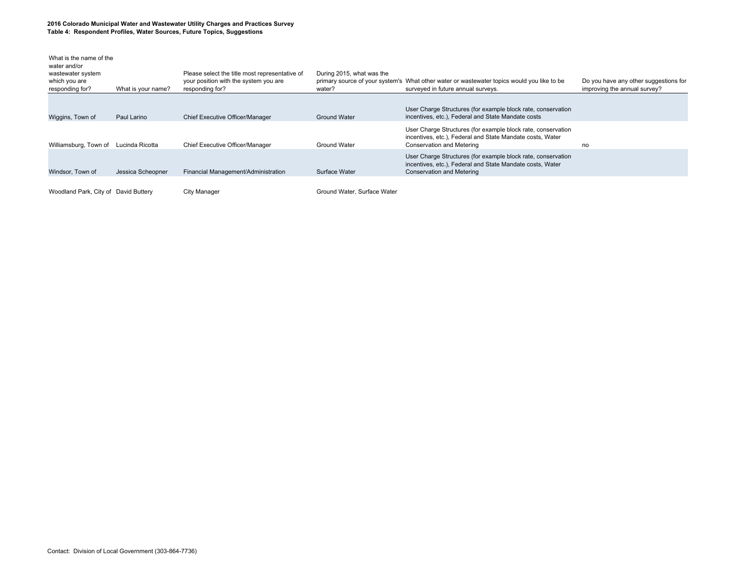**2016 Colorado Municipal Water and Wastewater Utility Charges and Practices Survey**
**Table 4: Respondent Profiles, Water Sources, Future Topics, Suggestions**

| What is the name of the water and/or wastewater system which you are responding for? | What is your name? | Please select the title most representative of your position with the system you are responding for? | During 2015, what was the primary source of your system's water? | What other water or wastewater topics would you like to be surveyed in future annual surveys. | Do you have any other suggestions for improving the annual survey? |
|---|---|---|---|---|---|
| Wiggins, Town of | Paul Larino | Chief Executive Officer/Manager | Ground Water | User Charge Structures (for example block rate, conservation incentives, etc.), Federal and State Mandate costs | |
| Williamsburg, Town of | Lucinda Ricotta | Chief Executive Officer/Manager | Ground Water | User Charge Structures (for example block rate, conservation incentives, etc.), Federal and State Mandate costs, Water Conservation and Metering | no |
| Windsor, Town of | Jessica Scheopner | Financial Management/Administration | Surface Water | User Charge Structures (for example block rate, conservation incentives, etc.), Federal and State Mandate costs, Water Conservation and Metering | |
| Woodland Park, City of | David Buttery | City Manager | Ground Water, Surface Water | | |

Contact: Division of Local Government (303-864-7736)